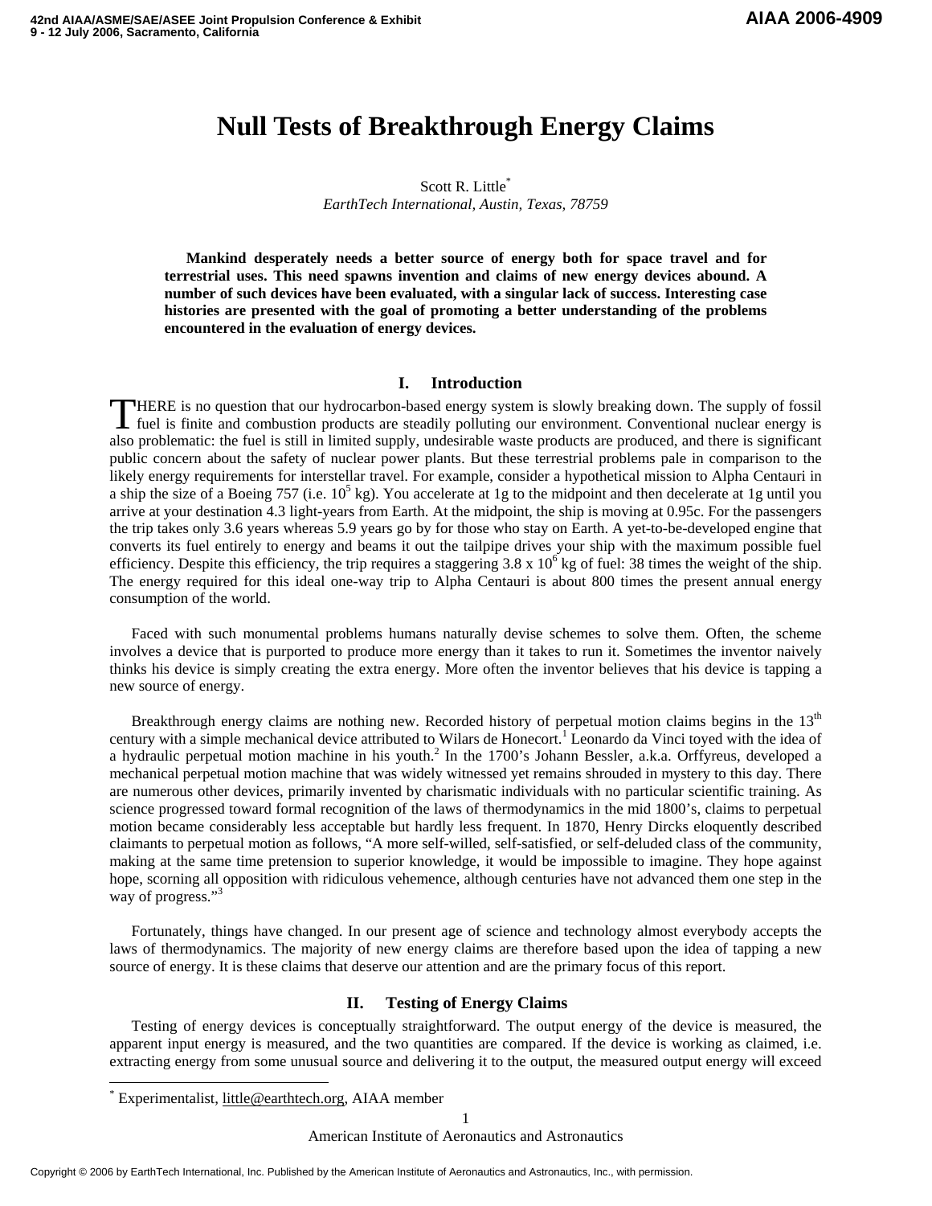# Null Tests of Breakthrough Energy Claims

Scott R. Little[*]

*EarthTech International, Austin, Texas, 78759*

**Mankind desperately needs a better source of energy both for space travel and for terrestrial uses. This need spawns invention and claims of new energy devices abound. A number of such devices have been evaluated, with a singular lack of success. Interesting case histories are presented with the goal of promoting a better understanding of the problems encountered in the evaluation of energy devices.**

## I. Introduction

THERE is no question that our hydrocarbon-based energy system is slowly breaking down. The supply of fossil fuel is finite and combustion products are steadily polluting our environment. Conventional nuclear energy is also problematic: the fuel is still in limited supply, undesirable waste products are produced, and there is significant public concern about the safety of nuclear power plants. But these terrestrial problems pale in comparison to the likely energy requirements for interstellar travel. For example, consider a hypothetical mission to Alpha Centauri in a ship the size of a Boeing 757 (i.e. $10^5$ kg). You accelerate at 1g to the midpoint and then decelerate at 1g until you arrive at your destination 4.3 light-years from Earth. At the midpoint, the ship is moving at 0.95c. For the passengers the trip takes only 3.6 years whereas 5.9 years go by for those who stay on Earth. A yet-to-be-developed engine that converts its fuel entirely to energy and beams it out the tailpipe drives your ship with the maximum possible fuel efficiency. Despite this efficiency, the trip requires a staggering $3.8 \times 10^6$ kg of fuel: 38 times the weight of the ship. The energy required for this ideal one-way trip to Alpha Centauri is about 800 times the present annual energy consumption of the world.

Faced with such monumental problems humans naturally devise schemes to solve them. Often, the scheme involves a device that is purported to produce more energy than it takes to run it. Sometimes the inventor naively thinks his device is simply creating the extra energy. More often the inventor believes that his device is tapping a new source of energy.

Breakthrough energy claims are nothing new. Recorded history of perpetual motion claims begins in the 13th century with a simple mechanical device attributed to Wilars de Honecort.[1] Leonardo da Vinci toyed with the idea of a hydraulic perpetual motion machine in his youth.[2] In the 1700's Johann Bessler, a.k.a. Orffyreus, developed a mechanical perpetual motion machine that was widely witnessed yet remains shrouded in mystery to this day. There are numerous other devices, primarily invented by charismatic individuals with no particular scientific training. As science progressed toward formal recognition of the laws of thermodynamics in the mid 1800's, claims to perpetual motion became considerably less acceptable but hardly less frequent. In 1870, Henry Dircks eloquently described claimants to perpetual motion as follows, "A more self-willed, self-satisfied, or self-deluded class of the community, making at the same time pretension to superior knowledge, it would be impossible to imagine. They hope against hope, scorning all opposition with ridiculous vehemence, although centuries have not advanced them one step in the way of progress."[3]

Fortunately, things have changed. In our present age of science and technology almost everybody accepts the laws of thermodynamics. The majority of new energy claims are therefore based upon the idea of tapping a new source of energy. It is these claims that deserve our attention and are the primary focus of this report.

## II. Testing of Energy Claims

Testing of energy devices is conceptually straightforward. The output energy of the device is measured, the apparent input energy is measured, and the two quantities are compared. If the device is working as claimed, i.e. extracting energy from some unusual source and delivering it to the output, the measured output energy will exceed

---

[*] Experimentalist, little@earthtech.org, AIAA member

Copyright © 2006 by EarthTech International, Inc. Published by the American Institute of Aeronautics and Astronautics, Inc., with permission.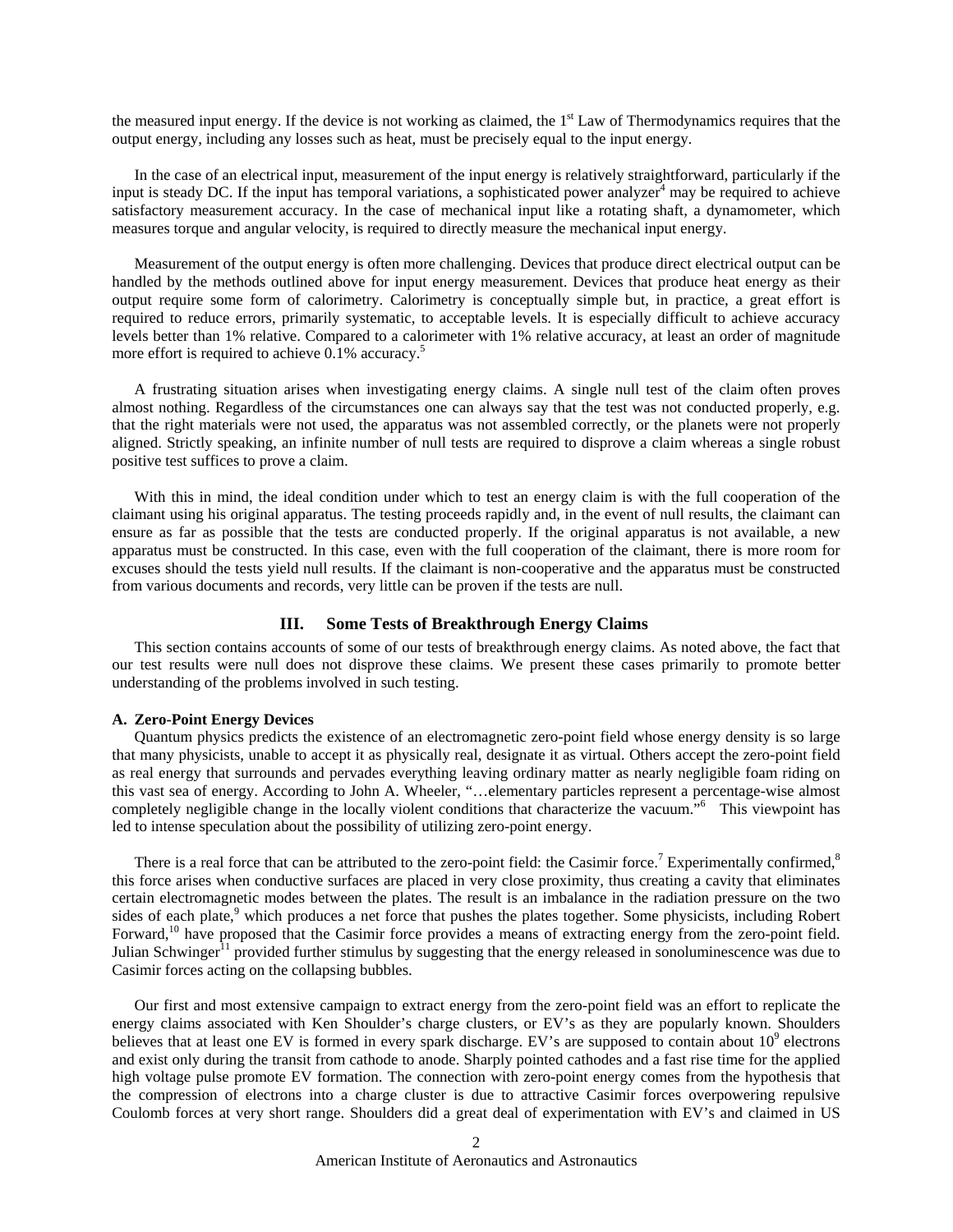the measured input energy. If the device is not working as claimed, the 1st Law of Thermodynamics requires that the output energy, including any losses such as heat, must be precisely equal to the input energy.

In the case of an electrical input, measurement of the input energy is relatively straightforward, particularly if the input is steady DC. If the input has temporal variations, a sophisticated power analyzer[4] may be required to achieve satisfactory measurement accuracy. In the case of mechanical input like a rotating shaft, a dynamometer, which measures torque and angular velocity, is required to directly measure the mechanical input energy.

Measurement of the output energy is often more challenging. Devices that produce direct electrical output can be handled by the methods outlined above for input energy measurement. Devices that produce heat energy as their output require some form of calorimetry. Calorimetry is conceptually simple but, in practice, a great effort is required to reduce errors, primarily systematic, to acceptable levels. It is especially difficult to achieve accuracy levels better than 1% relative. Compared to a calorimeter with 1% relative accuracy, at least an order of magnitude more effort is required to achieve 0.1% accuracy.[5]

A frustrating situation arises when investigating energy claims. A single null test of the claim often proves almost nothing. Regardless of the circumstances one can always say that the test was not conducted properly, e.g. that the right materials were not used, the apparatus was not assembled correctly, or the planets were not properly aligned. Strictly speaking, an infinite number of null tests are required to disprove a claim whereas a single robust positive test suffices to prove a claim.

With this in mind, the ideal condition under which to test an energy claim is with the full cooperation of the claimant using his original apparatus. The testing proceeds rapidly and, in the event of null results, the claimant can ensure as far as possible that the tests are conducted properly. If the original apparatus is not available, a new apparatus must be constructed. In this case, even with the full cooperation of the claimant, there is more room for excuses should the tests yield null results. If the claimant is non-cooperative and the apparatus must be constructed from various documents and records, very little can be proven if the tests are null.

## III. Some Tests of Breakthrough Energy Claims

This section contains accounts of some of our tests of breakthrough energy claims. As noted above, the fact that our test results were null does not disprove these claims. We present these cases primarily to promote better understanding of the problems involved in such testing.

### A. Zero-Point Energy Devices

Quantum physics predicts the existence of an electromagnetic zero-point field whose energy density is so large that many physicists, unable to accept it as physically real, designate it as virtual. Others accept the zero-point field as real energy that surrounds and pervades everything leaving ordinary matter as nearly negligible foam riding on this vast sea of energy. According to John A. Wheeler, "…elementary particles represent a percentage-wise almost completely negligible change in the locally violent conditions that characterize the vacuum."[6] This viewpoint has led to intense speculation about the possibility of utilizing zero-point energy.

There is a real force that can be attributed to the zero-point field: the Casimir force.[7] Experimentally confirmed,[8] this force arises when conductive surfaces are placed in very close proximity, thus creating a cavity that eliminates certain electromagnetic modes between the plates. The result is an imbalance in the radiation pressure on the two sides of each plate,[9] which produces a net force that pushes the plates together. Some physicists, including Robert Forward,[10] have proposed that the Casimir force provides a means of extracting energy from the zero-point field. Julian Schwinger[11] provided further stimulus by suggesting that the energy released in sonoluminescence was due to Casimir forces acting on the collapsing bubbles.

Our first and most extensive campaign to extract energy from the zero-point field was an effort to replicate the energy claims associated with Ken Shoulder's charge clusters, or EV's as they are popularly known. Shoulders believes that at least one EV is formed in every spark discharge. EV's are supposed to contain about $10^9$ electrons and exist only during the transit from cathode to anode. Sharply pointed cathodes and a fast rise time for the applied high voltage pulse promote EV formation. The connection with zero-point energy comes from the hypothesis that the compression of electrons into a charge cluster is due to attractive Casimir forces overpowering repulsive Coulomb forces at very short range. Shoulders did a great deal of experimentation with EV's and claimed in US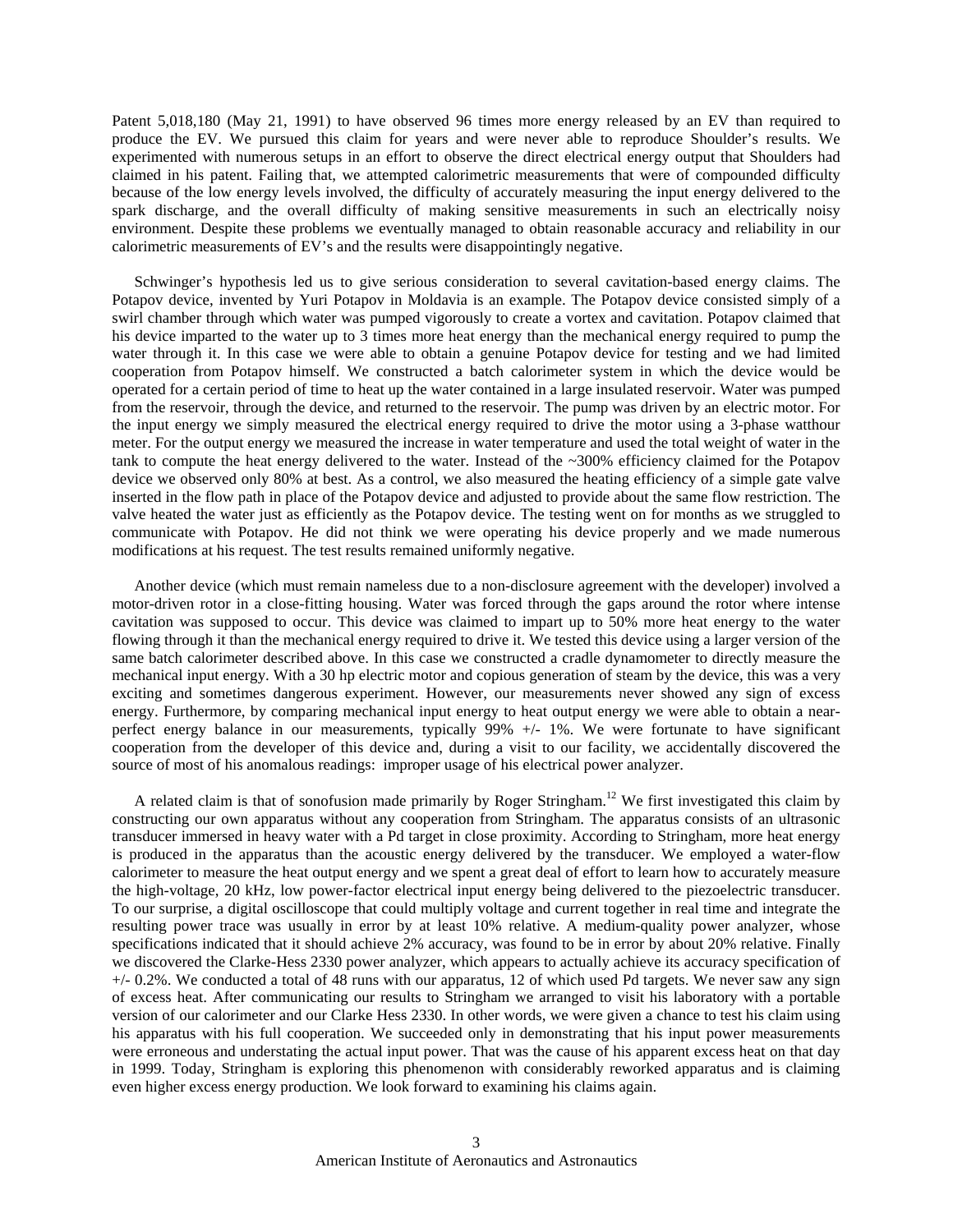Patent 5,018,180 (May 21, 1991) to have observed 96 times more energy released by an EV than required to produce the EV. We pursued this claim for years and were never able to reproduce Shoulder's results. We experimented with numerous setups in an effort to observe the direct electrical energy output that Shoulders had claimed in his patent. Failing that, we attempted calorimetric measurements that were of compounded difficulty because of the low energy levels involved, the difficulty of accurately measuring the input energy delivered to the spark discharge, and the overall difficulty of making sensitive measurements in such an electrically noisy environment. Despite these problems we eventually managed to obtain reasonable accuracy and reliability in our calorimetric measurements of EV's and the results were disappointingly negative.

Schwinger's hypothesis led us to give serious consideration to several cavitation-based energy claims. The Potapov device, invented by Yuri Potapov in Moldavia is an example. The Potapov device consisted simply of a swirl chamber through which water was pumped vigorously to create a vortex and cavitation. Potapov claimed that his device imparted to the water up to 3 times more heat energy than the mechanical energy required to pump the water through it. In this case we were able to obtain a genuine Potapov device for testing and we had limited cooperation from Potapov himself. We constructed a batch calorimeter system in which the device would be operated for a certain period of time to heat up the water contained in a large insulated reservoir. Water was pumped from the reservoir, through the device, and returned to the reservoir. The pump was driven by an electric motor. For the input energy we simply measured the electrical energy required to drive the motor using a 3-phase watthour meter. For the output energy we measured the increase in water temperature and used the total weight of water in the tank to compute the heat energy delivered to the water. Instead of the ~300% efficiency claimed for the Potapov device we observed only 80% at best. As a control, we also measured the heating efficiency of a simple gate valve inserted in the flow path in place of the Potapov device and adjusted to provide about the same flow restriction. The valve heated the water just as efficiently as the Potapov device. The testing went on for months as we struggled to communicate with Potapov. He did not think we were operating his device properly and we made numerous modifications at his request. The test results remained uniformly negative.

Another device (which must remain nameless due to a non-disclosure agreement with the developer) involved a motor-driven rotor in a close-fitting housing. Water was forced through the gaps around the rotor where intense cavitation was supposed to occur. This device was claimed to impart up to 50% more heat energy to the water flowing through it than the mechanical energy required to drive it. We tested this device using a larger version of the same batch calorimeter described above. In this case we constructed a cradle dynamometer to directly measure the mechanical input energy. With a 30 hp electric motor and copious generation of steam by the device, this was a very exciting and sometimes dangerous experiment. However, our measurements never showed any sign of excess energy. Furthermore, by comparing mechanical input energy to heat output energy we were able to obtain a near-perfect energy balance in our measurements, typically 99% +/- 1%. We were fortunate to have significant cooperation from the developer of this device and, during a visit to our facility, we accidentally discovered the source of most of his anomalous readings: improper usage of his electrical power analyzer.

A related claim is that of sonofusion made primarily by Roger Stringham.[12] We first investigated this claim by constructing our own apparatus without any cooperation from Stringham. The apparatus consists of an ultrasonic transducer immersed in heavy water with a Pd target in close proximity. According to Stringham, more heat energy is produced in the apparatus than the acoustic energy delivered by the transducer. We employed a water-flow calorimeter to measure the heat output energy and we spent a great deal of effort to learn how to accurately measure the high-voltage, 20 kHz, low power-factor electrical input energy being delivered to the piezoelectric transducer. To our surprise, a digital oscilloscope that could multiply voltage and current together in real time and integrate the resulting power trace was usually in error by at least 10% relative. A medium-quality power analyzer, whose specifications indicated that it should achieve 2% accuracy, was found to be in error by about 20% relative. Finally we discovered the Clarke-Hess 2330 power analyzer, which appears to actually achieve its accuracy specification of +/- 0.2%. We conducted a total of 48 runs with our apparatus, 12 of which used Pd targets. We never saw any sign of excess heat. After communicating our results to Stringham we arranged to visit his laboratory with a portable version of our calorimeter and our Clarke Hess 2330. In other words, we were given a chance to test his claim using his apparatus with his full cooperation. We succeeded only in demonstrating that his input power measurements were erroneous and understating the actual input power. That was the cause of his apparent excess heat on that day in 1999. Today, Stringham is exploring this phenomenon with considerably reworked apparatus and is claiming even higher excess energy production. We look forward to examining his claims again.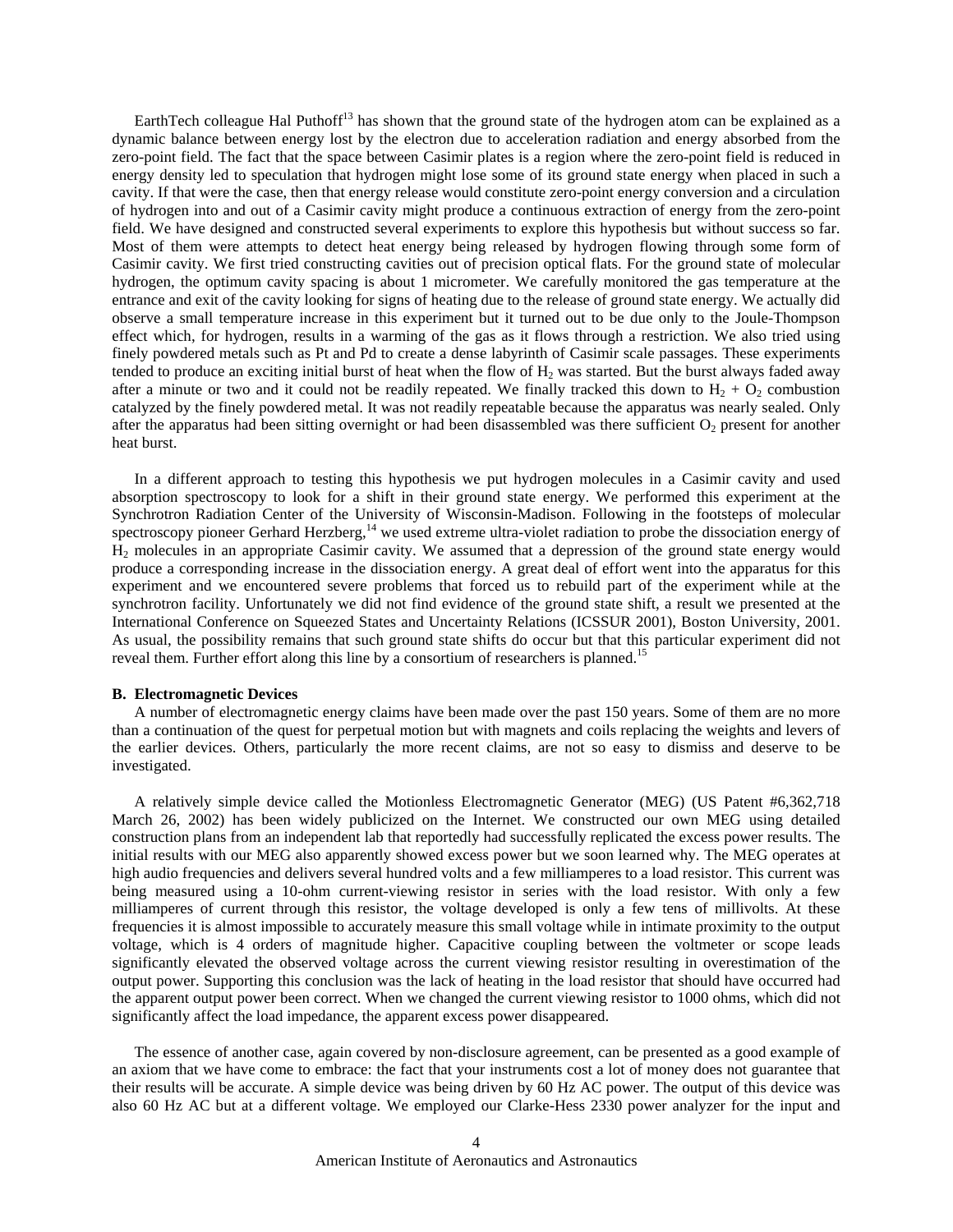EarthTech colleague Hal Puthoff[13] has shown that the ground state of the hydrogen atom can be explained as a dynamic balance between energy lost by the electron due to acceleration radiation and energy absorbed from the zero-point field. The fact that the space between Casimir plates is a region where the zero-point field is reduced in energy density led to speculation that hydrogen might lose some of its ground state energy when placed in such a cavity. If that were the case, then that energy release would constitute zero-point energy conversion and a circulation of hydrogen into and out of a Casimir cavity might produce a continuous extraction of energy from the zero-point field. We have designed and constructed several experiments to explore this hypothesis but without success so far. Most of them were attempts to detect heat energy being released by hydrogen flowing through some form of Casimir cavity. We first tried constructing cavities out of precision optical flats. For the ground state of molecular hydrogen, the optimum cavity spacing is about 1 micrometer. We carefully monitored the gas temperature at the entrance and exit of the cavity looking for signs of heating due to the release of ground state energy. We actually did observe a small temperature increase in this experiment but it turned out to be due only to the Joule-Thompson effect which, for hydrogen, results in a warming of the gas as it flows through a restriction. We also tried using finely powdered metals such as Pt and Pd to create a dense labyrinth of Casimir scale passages. These experiments tended to produce an exciting initial burst of heat when the flow of $H_2$ was started. But the burst always faded away after a minute or two and it could not be readily repeated. We finally tracked this down to $H_2 + O_2$ combustion catalyzed by the finely powdered metal. It was not readily repeatable because the apparatus was nearly sealed. Only after the apparatus had been sitting overnight or had been disassembled was there sufficient $O_2$ present for another heat burst.

In a different approach to testing this hypothesis we put hydrogen molecules in a Casimir cavity and used absorption spectroscopy to look for a shift in their ground state energy. We performed this experiment at the Synchrotron Radiation Center of the University of Wisconsin-Madison. Following in the footsteps of molecular spectroscopy pioneer Gerhard Herzberg,[14] we used extreme ultra-violet radiation to probe the dissociation energy of $H_2$ molecules in an appropriate Casimir cavity. We assumed that a depression of the ground state energy would produce a corresponding increase in the dissociation energy. A great deal of effort went into the apparatus for this experiment and we encountered severe problems that forced us to rebuild part of the experiment while at the synchrotron facility. Unfortunately we did not find evidence of the ground state shift, a result we presented at the International Conference on Squeezed States and Uncertainty Relations (ICSSUR 2001), Boston University, 2001. As usual, the possibility remains that such ground state shifts do occur but that this particular experiment did not reveal them. Further effort along this line by a consortium of researchers is planned.[15]

### B. Electromagnetic Devices

A number of electromagnetic energy claims have been made over the past 150 years. Some of them are no more than a continuation of the quest for perpetual motion but with magnets and coils replacing the weights and levers of the earlier devices. Others, particularly the more recent claims, are not so easy to dismiss and deserve to be investigated.

A relatively simple device called the Motionless Electromagnetic Generator (MEG) (US Patent #6,362,718 March 26, 2002) has been widely publicized on the Internet. We constructed our own MEG using detailed construction plans from an independent lab that reportedly had successfully replicated the excess power results. The initial results with our MEG also apparently showed excess power but we soon learned why. The MEG operates at high audio frequencies and delivers several hundred volts and a few milliamperes to a load resistor. This current was being measured using a 10-ohm current-viewing resistor in series with the load resistor. With only a few milliamperes of current through this resistor, the voltage developed is only a few tens of millivolts. At these frequencies it is almost impossible to accurately measure this small voltage while in intimate proximity to the output voltage, which is 4 orders of magnitude higher. Capacitive coupling between the voltmeter or scope leads significantly elevated the observed voltage across the current viewing resistor resulting in overestimation of the output power. Supporting this conclusion was the lack of heating in the load resistor that should have occurred had the apparent output power been correct. When we changed the current viewing resistor to 1000 ohms, which did not significantly affect the load impedance, the apparent excess power disappeared.

The essence of another case, again covered by non-disclosure agreement, can be presented as a good example of an axiom that we have come to embrace: the fact that your instruments cost a lot of money does not guarantee that their results will be accurate. A simple device was being driven by 60 Hz AC power. The output of this device was also 60 Hz AC but at a different voltage. We employed our Clarke-Hess 2330 power analyzer for the input and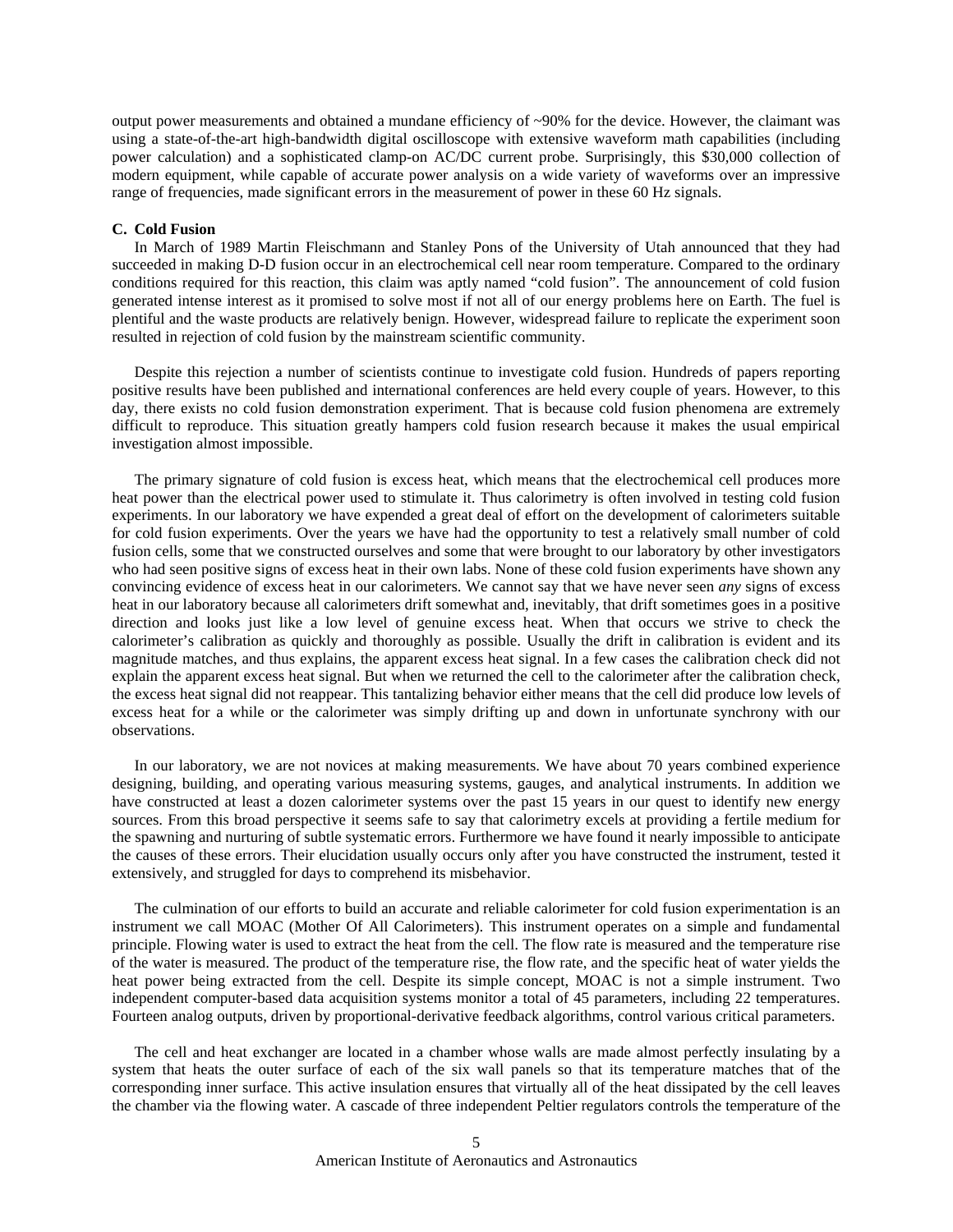output power measurements and obtained a mundane efficiency of ~90% for the device. However, the claimant was using a state-of-the-art high-bandwidth digital oscilloscope with extensive waveform math capabilities (including power calculation) and a sophisticated clamp-on AC/DC current probe. Surprisingly, this $30,000 collection of modern equipment, while capable of accurate power analysis on a wide variety of waveforms over an impressive range of frequencies, made significant errors in the measurement of power in these 60 Hz signals.

### C. Cold Fusion

In March of 1989 Martin Fleischmann and Stanley Pons of the University of Utah announced that they had succeeded in making D-D fusion occur in an electrochemical cell near room temperature. Compared to the ordinary conditions required for this reaction, this claim was aptly named "cold fusion". The announcement of cold fusion generated intense interest as it promised to solve most if not all of our energy problems here on Earth. The fuel is plentiful and the waste products are relatively benign. However, widespread failure to replicate the experiment soon resulted in rejection of cold fusion by the mainstream scientific community.

Despite this rejection a number of scientists continue to investigate cold fusion. Hundreds of papers reporting positive results have been published and international conferences are held every couple of years. However, to this day, there exists no cold fusion demonstration experiment. That is because cold fusion phenomena are extremely difficult to reproduce. This situation greatly hampers cold fusion research because it makes the usual empirical investigation almost impossible.

The primary signature of cold fusion is excess heat, which means that the electrochemical cell produces more heat power than the electrical power used to stimulate it. Thus calorimetry is often involved in testing cold fusion experiments. In our laboratory we have expended a great deal of effort on the development of calorimeters suitable for cold fusion experiments. Over the years we have had the opportunity to test a relatively small number of cold fusion cells, some that we constructed ourselves and some that were brought to our laboratory by other investigators who had seen positive signs of excess heat in their own labs. None of these cold fusion experiments have shown any convincing evidence of excess heat in our calorimeters. We cannot say that we have never seen *any* signs of excess heat in our laboratory because all calorimeters drift somewhat and, inevitably, that drift sometimes goes in a positive direction and looks just like a low level of genuine excess heat. When that occurs we strive to check the calorimeter's calibration as quickly and thoroughly as possible. Usually the drift in calibration is evident and its magnitude matches, and thus explains, the apparent excess heat signal. In a few cases the calibration check did not explain the apparent excess heat signal. But when we returned the cell to the calorimeter after the calibration check, the excess heat signal did not reappear. This tantalizing behavior either means that the cell did produce low levels of excess heat for a while or the calorimeter was simply drifting up and down in unfortunate synchrony with our observations.

In our laboratory, we are not novices at making measurements. We have about 70 years combined experience designing, building, and operating various measuring systems, gauges, and analytical instruments. In addition we have constructed at least a dozen calorimeter systems over the past 15 years in our quest to identify new energy sources. From this broad perspective it seems safe to say that calorimetry excels at providing a fertile medium for the spawning and nurturing of subtle systematic errors. Furthermore we have found it nearly impossible to anticipate the causes of these errors. Their elucidation usually occurs only after you have constructed the instrument, tested it extensively, and struggled for days to comprehend its misbehavior.

The culmination of our efforts to build an accurate and reliable calorimeter for cold fusion experimentation is an instrument we call MOAC (Mother Of All Calorimeters). This instrument operates on a simple and fundamental principle. Flowing water is used to extract the heat from the cell. The flow rate is measured and the temperature rise of the water is measured. The product of the temperature rise, the flow rate, and the specific heat of water yields the heat power being extracted from the cell. Despite its simple concept, MOAC is not a simple instrument. Two independent computer-based data acquisition systems monitor a total of 45 parameters, including 22 temperatures. Fourteen analog outputs, driven by proportional-derivative feedback algorithms, control various critical parameters.

The cell and heat exchanger are located in a chamber whose walls are made almost perfectly insulating by a system that heats the outer surface of each of the six wall panels so that its temperature matches that of the corresponding inner surface. This active insulation ensures that virtually all of the heat dissipated by the cell leaves the chamber via the flowing water. A cascade of three independent Peltier regulators controls the temperature of the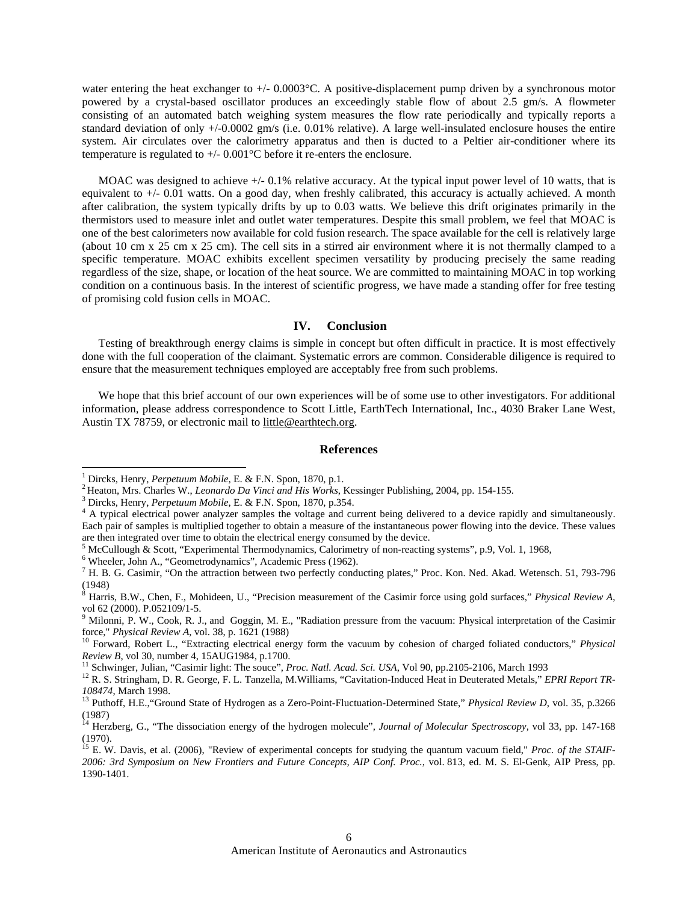water entering the heat exchanger to +/- 0.0003°C. A positive-displacement pump driven by a synchronous motor powered by a crystal-based oscillator produces an exceedingly stable flow of about 2.5 gm/s. A flowmeter consisting of an automated batch weighing system measures the flow rate periodically and typically reports a standard deviation of only +/-0.0002 gm/s (i.e. 0.01% relative). A large well-insulated enclosure houses the entire system. Air circulates over the calorimetry apparatus and then is ducted to a Peltier air-conditioner where its temperature is regulated to +/- 0.001°C before it re-enters the enclosure.

MOAC was designed to achieve +/- 0.1% relative accuracy. At the typical input power level of 10 watts, that is equivalent to +/- 0.01 watts. On a good day, when freshly calibrated, this accuracy is actually achieved. A month after calibration, the system typically drifts by up to 0.03 watts. We believe this drift originates primarily in the thermistors used to measure inlet and outlet water temperatures. Despite this small problem, we feel that MOAC is one of the best calorimeters now available for cold fusion research. The space available for the cell is relatively large (about 10 cm x 25 cm x 25 cm). The cell sits in a stirred air environment where it is not thermally clamped to a specific temperature. MOAC exhibits excellent specimen versatility by producing precisely the same reading regardless of the size, shape, or location of the heat source. We are committed to maintaining MOAC in top working condition on a continuous basis. In the interest of scientific progress, we have made a standing offer for free testing of promising cold fusion cells in MOAC.

## IV. Conclusion

Testing of breakthrough energy claims is simple in concept but often difficult in practice. It is most effectively done with the full cooperation of the claimant. Systematic errors are common. Considerable diligence is required to ensure that the measurement techniques employed are acceptably free from such problems.

We hope that this brief account of our own experiences will be of some use to other investigators. For additional information, please address correspondence to Scott Little, EarthTech International, Inc., 4030 Braker Lane West, Austin TX 78759, or electronic mail to little@earthtech.org.

## References

[1] Dircks, Henry, *Perpetuum Mobile*, E. & F.N. Spon, 1870, p.1.

[2] Heaton, Mrs. Charles W., *Leonardo Da Vinci and His Works*, Kessinger Publishing, 2004, pp. 154-155.

[3] Dircks, Henry, *Perpetuum Mobile*, E. & F.N. Spon, 1870, p.354.

[4] A typical electrical power analyzer samples the voltage and current being delivered to a device rapidly and simultaneously. Each pair of samples is multiplied together to obtain a measure of the instantaneous power flowing into the device. These values are then integrated over time to obtain the electrical energy consumed by the device.

[5] McCullough & Scott, "Experimental Thermodynamics, Calorimetry of non-reacting systems", p.9, Vol. 1, 1968,

[6] Wheeler, John A., "Geometrodynamics", Academic Press (1962).

[7] H. B. G. Casimir, "On the attraction between two perfectly conducting plates," Proc. Kon. Ned. Akad. Wetensch. 51, 793-796 (1948)

[8] Harris, B.W., Chen, F., Mohideen, U., "Precision measurement of the Casimir force using gold surfaces," *Physical Review A*, vol 62 (2000). P.052109/1-5.

[9] Milonni, P. W., Cook, R. J., and Goggin, M. E., "Radiation pressure from the vacuum: Physical interpretation of the Casimir force," *Physical Review A*, vol. 38, p. 1621 (1988)

[10] Forward, Robert L., "Extracting electrical energy form the vacuum by cohesion of charged foliated conductors," *Physical Review B*, vol 30, number 4, 15AUG1984, p.1700.

[11] Schwinger, Julian, "Casimir light: The souce", *Proc. Natl. Acad. Sci. USA*, Vol 90, pp.2105-2106, March 1993

[12] R. S. Stringham, D. R. George, F. L. Tanzella, M.Williams, "Cavitation-Induced Heat in Deuterated Metals," *EPRI Report TR-108474*, March 1998.

[13] Puthoff, H.E.,"Ground State of Hydrogen as a Zero-Point-Fluctuation-Determined State," *Physical Review D*, vol. 35, p.3266 (1987)

[14] Herzberg, G., "The dissociation energy of the hydrogen molecule", *Journal of Molecular Spectroscopy*, vol 33, pp. 147-168 (1970).

[15] E. W. Davis, et al. (2006), "Review of experimental concepts for studying the quantum vacuum field," *Proc. of the STAIF-2006: 3rd Symposium on New Frontiers and Future Concepts, AIP Conf. Proc.*, vol. 813, ed. M. S. El-Genk, AIP Press, pp. 1390-1401.